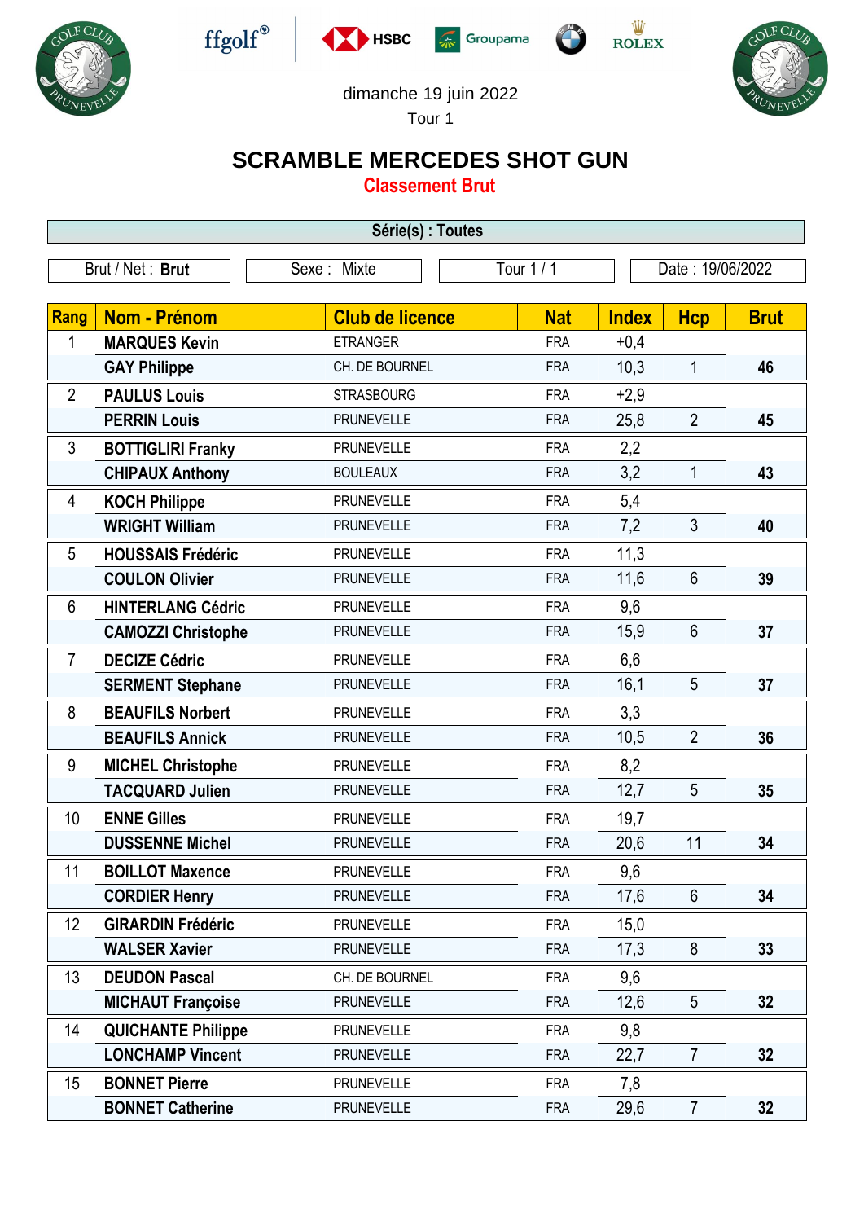dimanche 19 juin 2022

Tour 1

# SCRAMBLE MERCEDES SHOT GUN

## Classement Brut

**Série(s) : Toutes**

| Brut / Net : **Brut** | Sexe : Mixte | Tour 1 / 1 | Date : 19/06/2022 |
|---|---|---|---|

| Rang | Nom - Prénom | Club de licence | Nat | Index | Hcp | Brut |
|---|---|---|---|---|---|---|
| 1 | **MARQUES Kevin** | ETRANGER | FRA | +0,4 | | |
| | **GAY Philippe** | CH. DE BOURNEL | FRA | 10,3 | 1 | **46** |
| 2 | **PAULUS Louis** | STRASBOURG | FRA | +2,9 | | |
| | **PERRIN Louis** | PRUNEVELLE | FRA | 25,8 | 2 | **45** |
| 3 | **BOTTIGLIRI Franky** | PRUNEVELLE | FRA | 2,2 | | |
| | **CHIPAUX Anthony** | BOULEAUX | FRA | 3,2 | 1 | **43** |
| 4 | **KOCH Philippe** | PRUNEVELLE | FRA | 5,4 | | |
| | **WRIGHT William** | PRUNEVELLE | FRA | 7,2 | 3 | **40** |
| 5 | **HOUSSAIS Frédéric** | PRUNEVELLE | FRA | 11,3 | | |
| | **COULON Olivier** | PRUNEVELLE | FRA | 11,6 | 6 | **39** |
| 6 | **HINTERLANG Cédric** | PRUNEVELLE | FRA | 9,6 | | |
| | **CAMOZZI Christophe** | PRUNEVELLE | FRA | 15,9 | 6 | **37** |
| 7 | **DECIZE Cédric** | PRUNEVELLE | FRA | 6,6 | | |
| | **SERMENT Stephane** | PRUNEVELLE | FRA | 16,1 | 5 | **37** |
| 8 | **BEAUFILS Norbert** | PRUNEVELLE | FRA | 3,3 | | |
| | **BEAUFILS Annick** | PRUNEVELLE | FRA | 10,5 | 2 | **36** |
| 9 | **MICHEL Christophe** | PRUNEVELLE | FRA | 8,2 | | |
| | **TACQUARD Julien** | PRUNEVELLE | FRA | 12,7 | 5 | **35** |
| 10 | **ENNE Gilles** | PRUNEVELLE | FRA | 19,7 | | |
| | **DUSSENNE Michel** | PRUNEVELLE | FRA | 20,6 | 11 | **34** |
| 11 | **BOILLOT Maxence** | PRUNEVELLE | FRA | 9,6 | | |
| | **CORDIER Henry** | PRUNEVELLE | FRA | 17,6 | 6 | **34** |
| 12 | **GIRARDIN Frédéric** | PRUNEVELLE | FRA | 15,0 | | |
| | **WALSER Xavier** | PRUNEVELLE | FRA | 17,3 | 8 | **33** |
| 13 | **DEUDON Pascal** | CH. DE BOURNEL | FRA | 9,6 | | |
| | **MICHAUT Françoise** | PRUNEVELLE | FRA | 12,6 | 5 | **32** |
| 14 | **QUICHANTE Philippe** | PRUNEVELLE | FRA | 9,8 | | |
| | **LONCHAMP Vincent** | PRUNEVELLE | FRA | 22,7 | 7 | **32** |
| 15 | **BONNET Pierre** | PRUNEVELLE | FRA | 7,8 | | |
| | **BONNET Catherine** | PRUNEVELLE | FRA | 29,6 | 7 | **32** |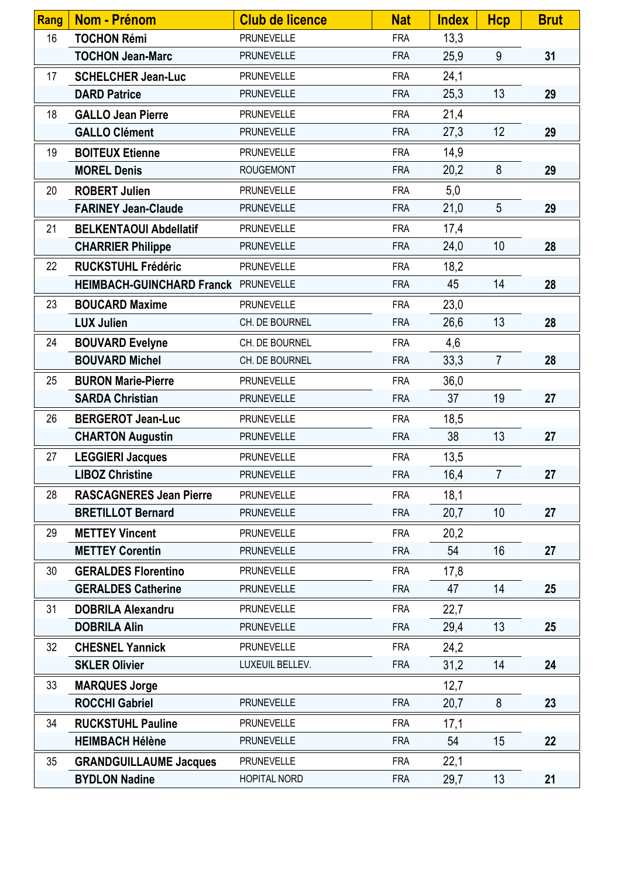| Rang | Nom - Prénom | Club de licence | Nat | Index | Hcp | Brut |
|---|---|---|---|---|---|---|
| 16 | **TOCHON Rémi** | PRUNEVELLE | FRA | 13,3 | | |
| | **TOCHON Jean-Marc** | PRUNEVELLE | FRA | 25,9 | 9 | **31** |
| 17 | **SCHELCHER Jean-Luc** | PRUNEVELLE | FRA | 24,1 | | |
| | **DARD Patrice** | PRUNEVELLE | FRA | 25,3 | 13 | **29** |
| 18 | **GALLO Jean Pierre** | PRUNEVELLE | FRA | 21,4 | | |
| | **GALLO Clément** | PRUNEVELLE | FRA | 27,3 | 12 | **29** |
| 19 | **BOITEUX Etienne** | PRUNEVELLE | FRA | 14,9 | | |
| | **MOREL Denis** | ROUGEMONT | FRA | 20,2 | 8 | **29** |
| 20 | **ROBERT Julien** | PRUNEVELLE | FRA | 5,0 | | |
| | **FARINEY Jean-Claude** | PRUNEVELLE | FRA | 21,0 | 5 | **29** |
| 21 | **BELKENTAOUI Abdellatif** | PRUNEVELLE | FRA | 17,4 | | |
| | **CHARRIER Philippe** | PRUNEVELLE | FRA | 24,0 | 10 | **28** |
| 22 | **RUCKSTUHL Frédéric** | PRUNEVELLE | FRA | 18,2 | | |
| | **HEIMBACH-GUINCHARD Franck** | PRUNEVELLE | FRA | 45 | 14 | **28** |
| 23 | **BOUCARD Maxime** | PRUNEVELLE | FRA | 23,0 | | |
| | **LUX Julien** | CH. DE BOURNEL | FRA | 26,6 | 13 | **28** |
| 24 | **BOUVARD Evelyne** | CH. DE BOURNEL | FRA | 4,6 | | |
| | **BOUVARD Michel** | CH. DE BOURNEL | FRA | 33,3 | 7 | **28** |
| 25 | **BURON Marie-Pierre** | PRUNEVELLE | FRA | 36,0 | | |
| | **SARDA Christian** | PRUNEVELLE | FRA | 37 | 19 | **27** |
| 26 | **BERGEROT Jean-Luc** | PRUNEVELLE | FRA | 18,5 | | |
| | **CHARTON Augustin** | PRUNEVELLE | FRA | 38 | 13 | **27** |
| 27 | **LEGGIERI Jacques** | PRUNEVELLE | FRA | 13,5 | | |
| | **LIBOZ Christine** | PRUNEVELLE | FRA | 16,4 | 7 | **27** |
| 28 | **RASCAGNERES Jean Pierre** | PRUNEVELLE | FRA | 18,1 | | |
| | **BRETILLOT Bernard** | PRUNEVELLE | FRA | 20,7 | 10 | **27** |
| 29 | **METTEY Vincent** | PRUNEVELLE | FRA | 20,2 | | |
| | **METTEY Corentin** | PRUNEVELLE | FRA | 54 | 16 | **27** |
| 30 | **GERALDES Florentino** | PRUNEVELLE | FRA | 17,8 | | |
| | **GERALDES Catherine** | PRUNEVELLE | FRA | 47 | 14 | **25** |
| 31 | **DOBRILA Alexandru** | PRUNEVELLE | FRA | 22,7 | | |
| | **DOBRILA Alin** | PRUNEVELLE | FRA | 29,4 | 13 | **25** |
| 32 | **CHESNEL Yannick** | PRUNEVELLE | FRA | 24,2 | | |
| | **SKLER Olivier** | LUXEUIL BELLEV. | FRA | 31,2 | 14 | **24** |
| 33 | **MARQUES Jorge** | | | 12,7 | | |
| | **ROCCHI Gabriel** | PRUNEVELLE | FRA | 20,7 | 8 | **23** |
| 34 | **RUCKSTUHL Pauline** | PRUNEVELLE | FRA | 17,1 | | |
| | **HEIMBACH Hélène** | PRUNEVELLE | FRA | 54 | 15 | **22** |
| 35 | **GRANDGUILLAUME Jacques** | PRUNEVELLE | FRA | 22,1 | | |
| | **BYDLON Nadine** | HOPITAL NORD | FRA | 29,7 | 13 | **21** |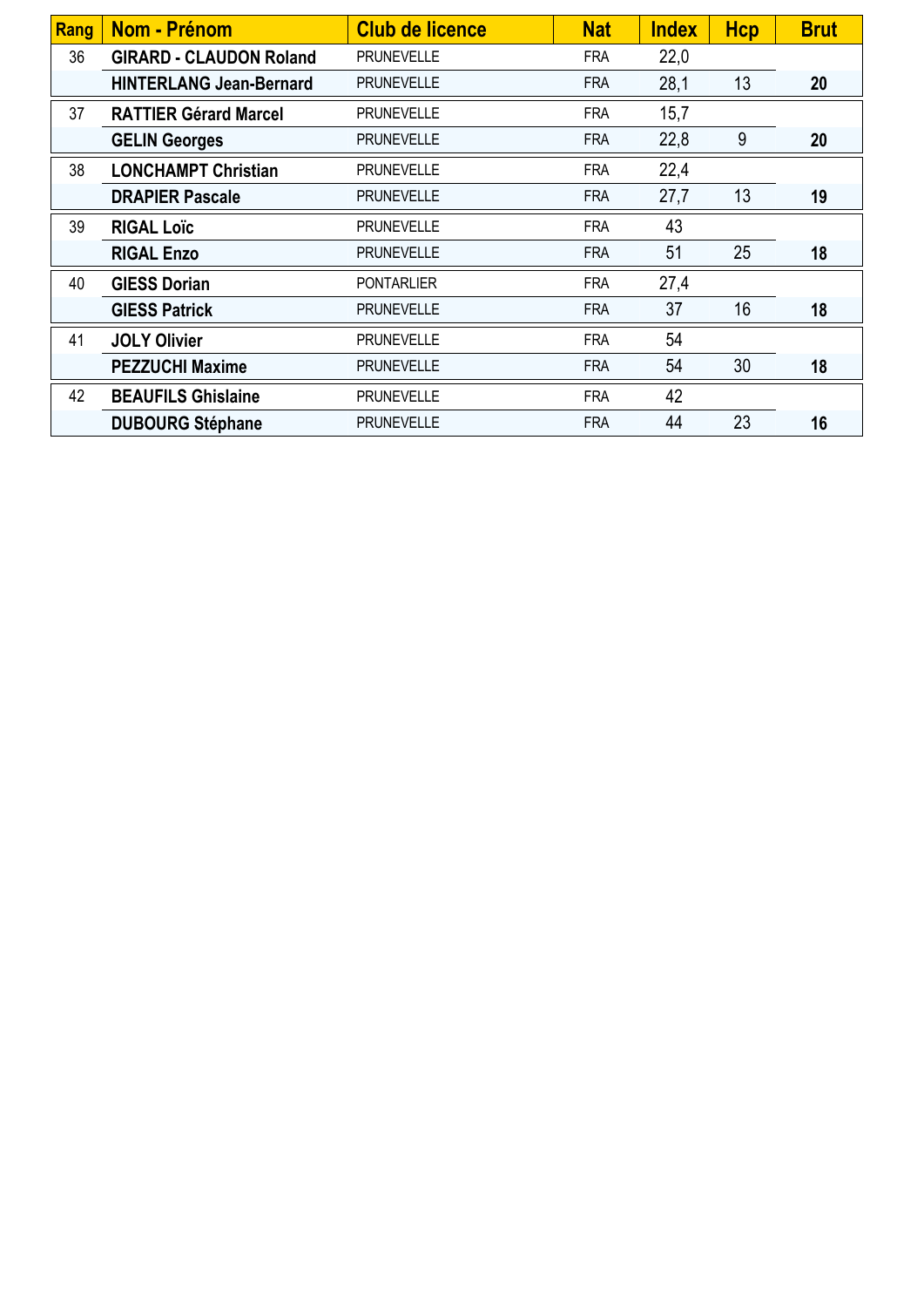| Rang | Nom - Prénom | Club de licence | Nat | Index | Hcp | Brut |
|---|---|---|---|---|---|---|
| 36 | **GIRARD - CLAUDON Roland** | PRUNEVELLE | FRA | 22,0 | | |
| | **HINTERLANG Jean-Bernard** | PRUNEVELLE | FRA | 28,1 | 13 | **20** |
| 37 | **RATTIER Gérard Marcel** | PRUNEVELLE | FRA | 15,7 | | |
| | **GELIN Georges** | PRUNEVELLE | FRA | 22,8 | 9 | **20** |
| 38 | **LONCHAMPT Christian** | PRUNEVELLE | FRA | 22,4 | | |
| | **DRAPIER Pascale** | PRUNEVELLE | FRA | 27,7 | 13 | **19** |
| 39 | **RIGAL Loïc** | PRUNEVELLE | FRA | 43 | | |
| | **RIGAL Enzo** | PRUNEVELLE | FRA | 51 | 25 | **18** |
| 40 | **GIESS Dorian** | PONTARLIER | FRA | 27,4 | | |
| | **GIESS Patrick** | PRUNEVELLE | FRA | 37 | 16 | **18** |
| 41 | **JOLY Olivier** | PRUNEVELLE | FRA | 54 | | |
| | **PEZZUCHI Maxime** | PRUNEVELLE | FRA | 54 | 30 | **18** |
| 42 | **BEAUFILS Ghislaine** | PRUNEVELLE | FRA | 42 | | |
| | **DUBOURG Stéphane** | PRUNEVELLE | FRA | 44 | 23 | **16** |